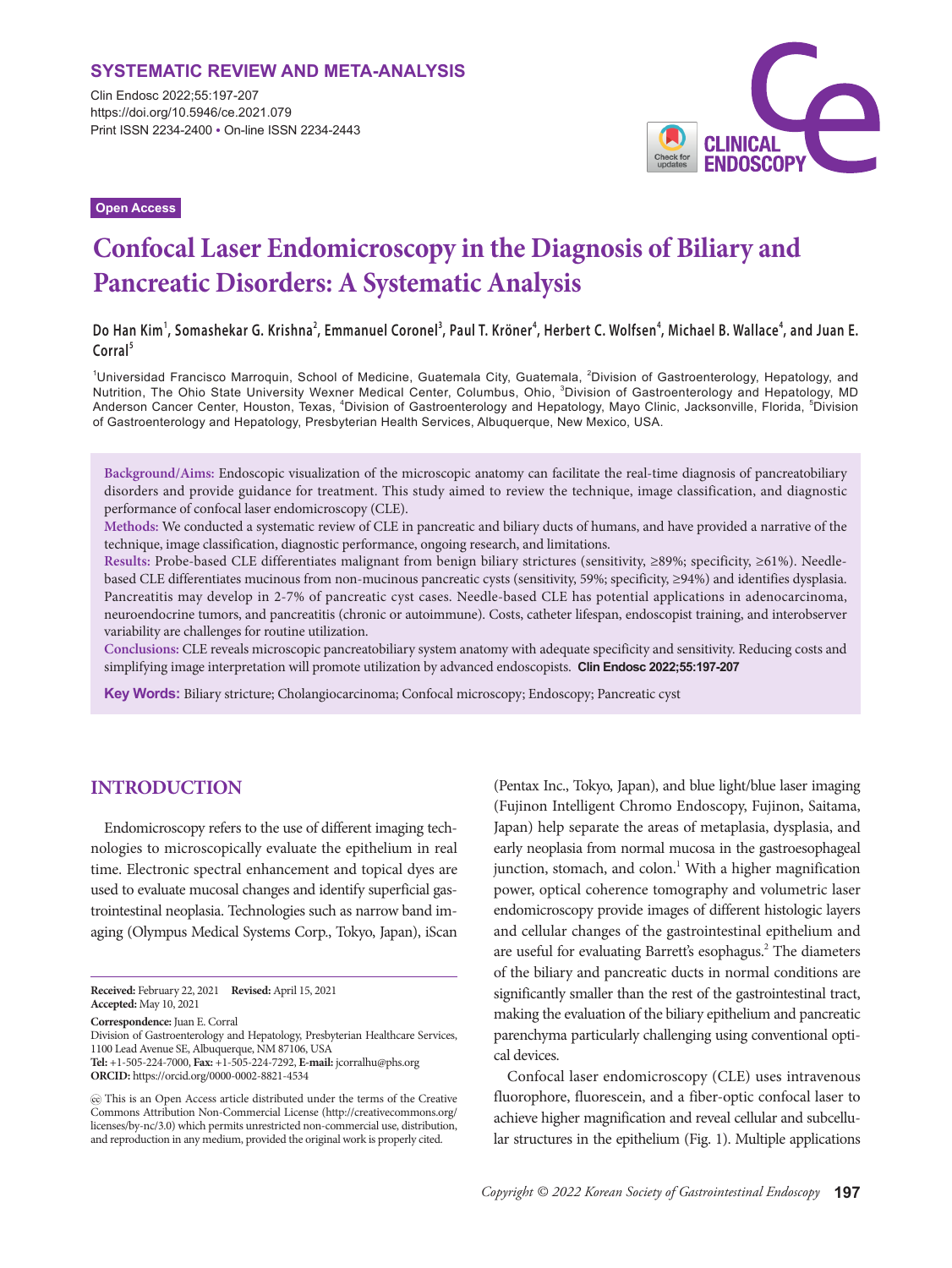SYSTEMATIC REVIEW AND META-ANALYSIS

Print ISSN 2234-2400 • On-line ISSN 2234-2443

https://doi.org/10.5946/ce.2021.079

Open Access

# Confocal Laser Endomicroscopy in the Diagnosis of Biliary and Pancreatic Disorders: A Systematic Analysis

**Do Han Kim[1], Somashekar G. Krishna[2], Emmanuel Coronel[3], Paul T. Kröner[4], Herbert C. Wolfsen[4], Michael B. Wallace[4], and Juan E. Corral[5]**

[1]Universidad Francisco Marroquin, School of Medicine, Guatemala City, Guatemala, [2]Division of Gastroenterology, Hepatology, and Nutrition, The Ohio State University Wexner Medical Center, Columbus, Ohio, [3]Division of Gastroenterology and Hepatology, MD Anderson Cancer Center, Houston, Texas, [4]Division of Gastroenterology and Hepatology, Mayo Clinic, Jacksonville, Florida, [5]Division of Gastroenterology and Hepatology, Presbyterian Health Services, Albuquerque, New Mexico, USA.

**Background/Aims:** Endoscopic visualization of the microscopic anatomy can facilitate the real-time diagnosis of pancreatobiliary disorders and provide guidance for treatment. This study aimed to review the technique, image classification, and diagnostic performance of confocal laser endomicroscopy (CLE).
**Methods:** We conducted a systematic review of CLE in pancreatic and biliary ducts of humans, and have provided a narrative of the technique, image classification, diagnostic performance, ongoing research, and limitations.
**Results:** Probe-based CLE differentiates malignant from benign biliary strictures (sensitivity, ≥89%; specificity, ≥61%). Needle-based CLE differentiates mucinous from non-mucinous pancreatic cysts (sensitivity, 59%; specificity, ≥94%) and identifies dysplasia. Pancreatitis may develop in 2-7% of pancreatic cyst cases. Needle-based CLE has potential applications in adenocarcinoma, neuroendocrine tumors, and pancreatitis (chronic or autoimmune). Costs, catheter lifespan, endoscopist training, and interobserver variability are challenges for routine utilization.
**Conclusions:** CLE reveals microscopic pancreatobiliary system anatomy with adequate specificity and sensitivity. Reducing costs and simplifying image interpretation will promote utilization by advanced endoscopists. **Clin Endosc 2022;55:197-207**

**Key Words:** Biliary stricture; Cholangiocarcinoma; Confocal microscopy; Endoscopy; Pancreatic cyst

## INTRODUCTION

Endomicroscopy refers to the use of different imaging technologies to microscopically evaluate the epithelium in real time. Electronic spectral enhancement and topical dyes are used to evaluate mucosal changes and identify superficial gastrointestinal neoplasia. Technologies such as narrow band imaging (Olympus Medical Systems Corp., Tokyo, Japan), iScan (Pentax Inc., Tokyo, Japan), and blue light/blue laser imaging (Fujinon Intelligent Chromo Endoscopy, Fujinon, Saitama, Japan) help separate the areas of metaplasia, dysplasia, and early neoplasia from normal mucosa in the gastroesophageal junction, stomach, and colon.[1] With a higher magnification power, optical coherence tomography and volumetric laser endomicroscopy provide images of different histologic layers and cellular changes of the gastrointestinal epithelium and are useful for evaluating Barrett's esophagus.[2] The diameters of the biliary and pancreatic ducts in normal conditions are significantly smaller than the rest of the gastrointestinal tract, making the evaluation of the biliary epithelium and pancreatic parenchyma particularly challenging using conventional optical devices.

Confocal laser endomicroscopy (CLE) uses intravenous fluorophore, fluorescein, and a fiber-optic confocal laser to achieve higher magnification and reveal cellular and subcellular structures in the epithelium (Fig. 1). Multiple applications

**Received:** February 22, 2021 **Revised:** April 15, 2021
**Accepted:** May 10, 2021

**Correspondence:** Juan E. Corral
Division of Gastroenterology and Hepatology, Presbyterian Healthcare Services, 1100 Lead Avenue SE, Albuquerque, NM 87106, USA
**Tel:** +1-505-224-7000, **Fax:** +1-505-224-7292, **E-mail:** jcorralhu@phs.org
**ORCID:** https://orcid.org/0000-0002-8821-4534

This is an Open Access article distributed under the terms of the Creative Commons Attribution Non-Commercial License (http://creativecommons.org/licenses/by-nc/3.0) which permits unrestricted non-commercial use, distribution, and reproduction in any medium, provided the original work is properly cited.

Copyright © 2022 Korean Society of Gastrointestinal Endoscopy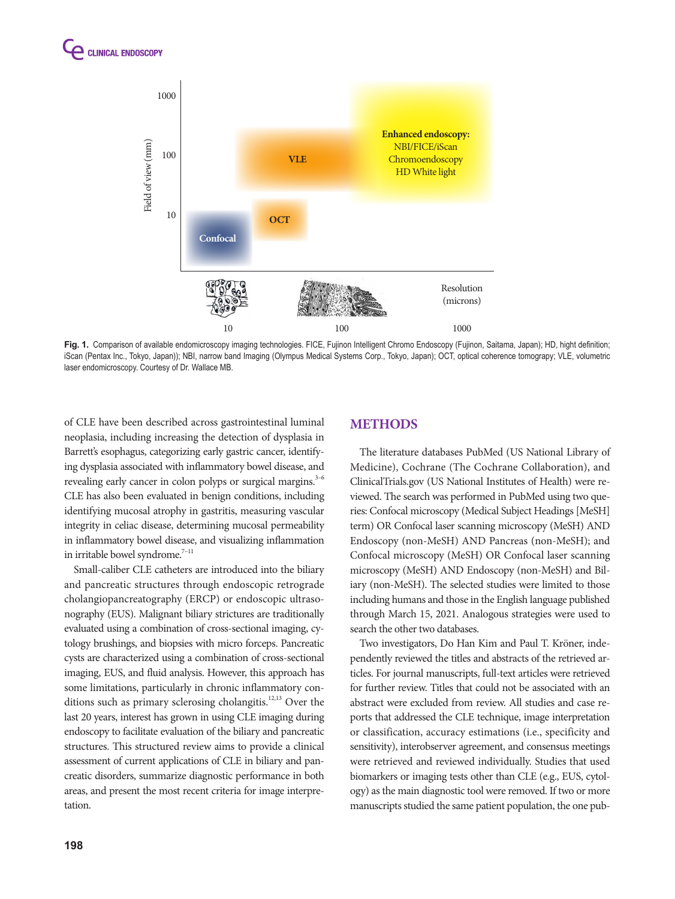Fig. 1. Comparison of available endomicroscopy imaging technologies. FICE, Fujinon Intelligent Chromo Endoscopy (Fujinon, Saitama, Japan); HD, hight definition; iScan (Pentax Inc., Tokyo, Japan)); NBI, narrow band Imaging (Olympus Medical Systems Corp., Tokyo, Japan); OCT, optical coherence tomograpy; VLE, volumetric laser endomicroscopy. Courtesy of Dr. Wallace MB.

of CLE have been described across gastrointestinal luminal neoplasia, including increasing the detection of dysplasia in Barrett's esophagus, categorizing early gastric cancer, identifying dysplasia associated with inflammatory bowel disease, and revealing early cancer in colon polyps or surgical margins.[3–6] CLE has also been evaluated in benign conditions, including identifying mucosal atrophy in gastritis, measuring vascular integrity in celiac disease, determining mucosal permeability in inflammatory bowel disease, and visualizing inflammation in irritable bowel syndrome.[7–11]

Small-caliber CLE catheters are introduced into the biliary and pancreatic structures through endoscopic retrograde cholangiopancreatography (ERCP) or endoscopic ultrasonography (EUS). Malignant biliary strictures are traditionally evaluated using a combination of cross-sectional imaging, cytology brushings, and biopsies with micro forceps. Pancreatic cysts are characterized using a combination of cross-sectional imaging, EUS, and fluid analysis. However, this approach has some limitations, particularly in chronic inflammatory conditions such as primary sclerosing cholangitis.[12,13] Over the last 20 years, interest has grown in using CLE imaging during endoscopy to facilitate evaluation of the biliary and pancreatic structures. This structured review aims to provide a clinical assessment of current applications of CLE in biliary and pancreatic disorders, summarize diagnostic performance in both areas, and present the most recent criteria for image interpretation.

## METHODS

The literature databases PubMed (US National Library of Medicine), Cochrane (The Cochrane Collaboration), and ClinicalTrials.gov (US National Institutes of Health) were reviewed. The search was performed in PubMed using two queries: Confocal microscopy (Medical Subject Headings [MeSH] term) OR Confocal laser scanning microscopy (MeSH) AND Endoscopy (non-MeSH) AND Pancreas (non-MeSH); and Confocal microscopy (MeSH) OR Confocal laser scanning microscopy (MeSH) AND Endoscopy (non-MeSH) and Biliary (non-MeSH). The selected studies were limited to those including humans and those in the English language published through March 15, 2021. Analogous strategies were used to search the other two databases.

Two investigators, Do Han Kim and Paul T. Kröner, independently reviewed the titles and abstracts of the retrieved articles. For journal manuscripts, full-text articles were retrieved for further review. Titles that could not be associated with an abstract were excluded from review. All studies and case reports that addressed the CLE technique, image interpretation or classification, accuracy estimations (i.e., specificity and sensitivity), interobserver agreement, and consensus meetings were retrieved and reviewed individually. Studies that used biomarkers or imaging tests other than CLE (e.g., EUS, cytology) as the main diagnostic tool were removed. If two or more manuscripts studied the same patient population, the one pub-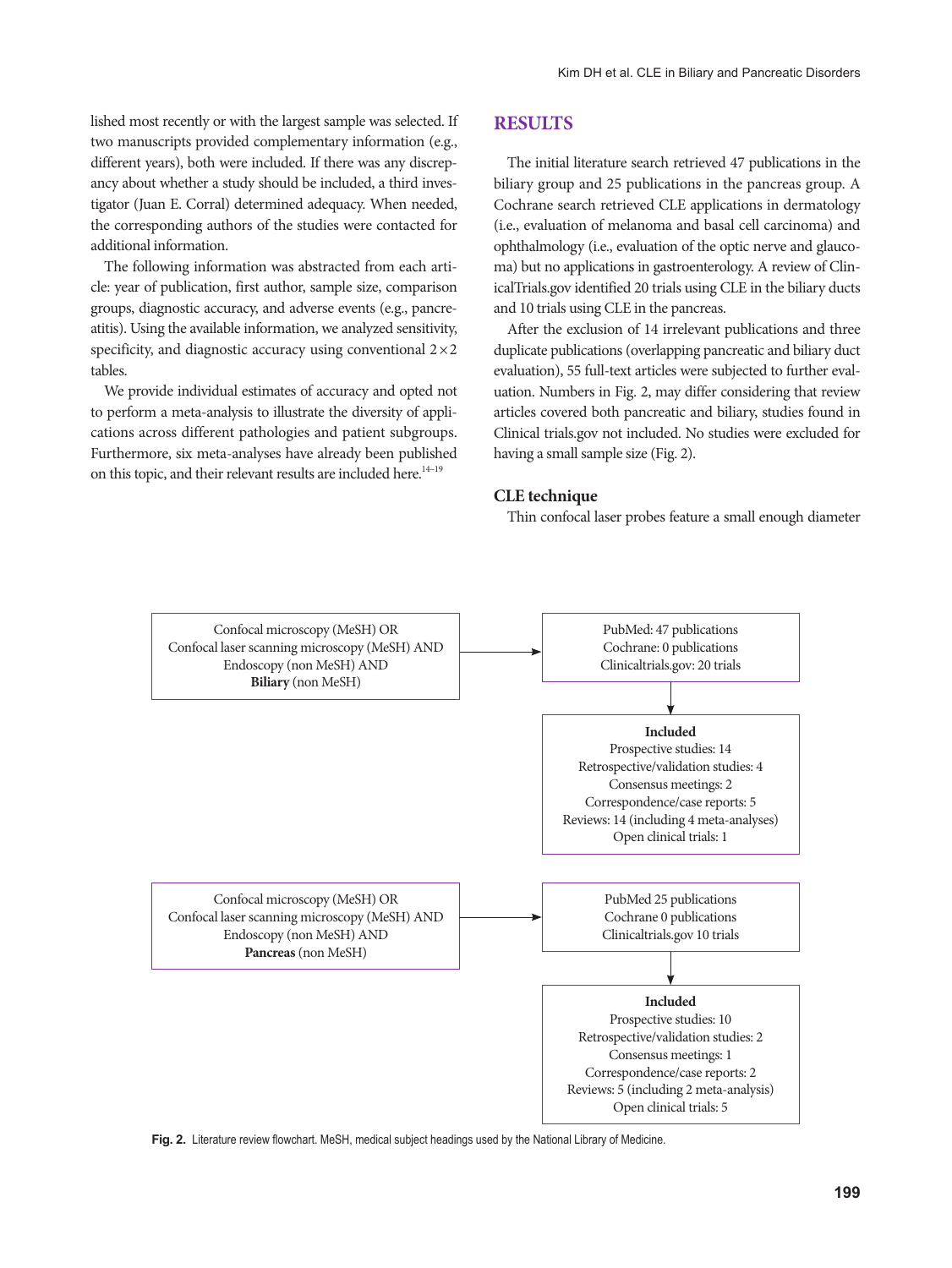lished most recently or with the largest sample was selected. If two manuscripts provided complementary information (e.g., different years), both were included. If there was any discrepancy about whether a study should be included, a third investigator (Juan E. Corral) determined adequacy. When needed, the corresponding authors of the studies were contacted for additional information.

The following information was abstracted from each article: year of publication, first author, sample size, comparison groups, diagnostic accuracy, and adverse events (e.g., pancreatitis). Using the available information, we analyzed sensitivity, specificity, and diagnostic accuracy using conventional 2×2 tables.

We provide individual estimates of accuracy and opted not to perform a meta-analysis to illustrate the diversity of applications across different pathologies and patient subgroups. Furthermore, six meta-analyses have already been published on this topic, and their relevant results are included here.[14–19]

## RESULTS

The initial literature search retrieved 47 publications in the biliary group and 25 publications in the pancreas group. A Cochrane search retrieved CLE applications in dermatology (i.e., evaluation of melanoma and basal cell carcinoma) and ophthalmology (i.e., evaluation of the optic nerve and glaucoma) but no applications in gastroenterology. A review of ClinicalTrials.gov identified 20 trials using CLE in the biliary ducts and 10 trials using CLE in the pancreas.

After the exclusion of 14 irrelevant publications and three duplicate publications (overlapping pancreatic and biliary duct evaluation), 55 full-text articles were subjected to further evaluation. Numbers in Fig. 2, may differ considering that review articles covered both pancreatic and biliary, studies found in Clinical trials.gov not included. No studies were excluded for having a small sample size (Fig. 2).

### CLE technique

Thin confocal laser probes feature a small enough diameter

Confocal microscopy (MeSH) OR
Confocal laser scanning microscopy (MeSH) AND
Endoscopy (non MeSH) AND
**Biliary** (non MeSH)

→

PubMed: 47 publications
Cochrane: 0 publications
Clinicaltrials.gov: 20 trials

↓

**Included**
Prospective studies: 14
Retrospective/validation studies: 4
Consensus meetings: 2
Correspondence/case reports: 5
Reviews: 14 (including 4 meta-analyses)
Open clinical trials: 1

Confocal microscopy (MeSH) OR
Confocal laser scanning microscopy (MeSH) AND
Endoscopy (non MeSH) AND
**Pancreas** (non MeSH)

→

PubMed 25 publications
Cochrane 0 publications
Clinicaltrials.gov 10 trials

↓

**Included**
Prospective studies: 10
Retrospective/validation studies: 2
Consensus meetings: 1
Correspondence/case reports: 2
Reviews: 5 (including 2 meta-analysis)
Open clinical trials: 5

**Fig. 2.** Literature review flowchart. MeSH, medical subject headings used by the National Library of Medicine.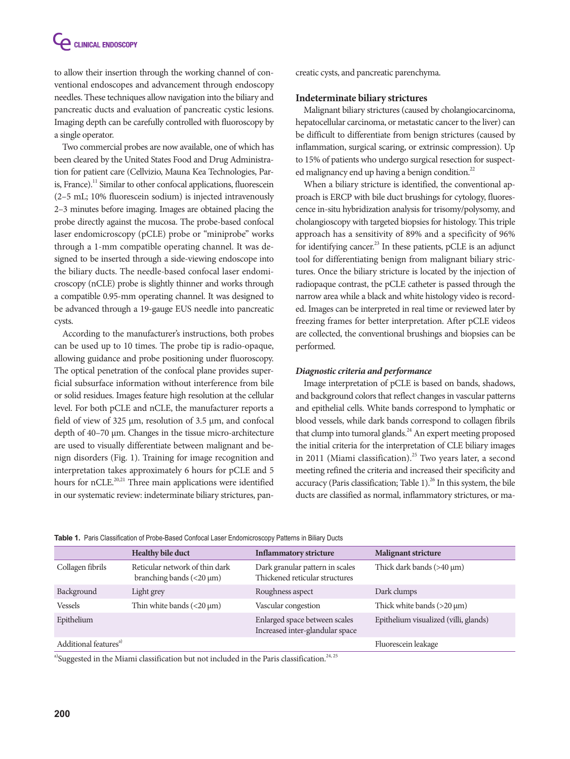to allow their insertion through the working channel of conventional endoscopes and advancement through endoscopy needles. These techniques allow navigation into the biliary and pancreatic ducts and evaluation of pancreatic cystic lesions. Imaging depth can be carefully controlled with fluoroscopy by a single operator.

Two commercial probes are now available, one of which has been cleared by the United States Food and Drug Administration for patient care (Cellvizio, Mauna Kea Technologies, Paris, France).[11] Similar to other confocal applications, fluorescein (2–5 mL; 10% fluorescein sodium) is injected intravenously 2–3 minutes before imaging. Images are obtained placing the probe directly against the mucosa. The probe-based confocal laser endomicroscopy (pCLE) probe or "miniprobe" works through a 1-mm compatible operating channel. It was designed to be inserted through a side-viewing endoscope into the biliary ducts. The needle-based confocal laser endomicroscopy (nCLE) probe is slightly thinner and works through a compatible 0.95-mm operating channel. It was designed to be advanced through a 19-gauge EUS needle into pancreatic cysts.

According to the manufacturer's instructions, both probes can be used up to 10 times. The probe tip is radio-opaque, allowing guidance and probe positioning under fluoroscopy. The optical penetration of the confocal plane provides superficial subsurface information without interference from bile or solid residues. Images feature high resolution at the cellular level. For both pCLE and nCLE, the manufacturer reports a field of view of 325 µm, resolution of 3.5 µm, and confocal depth of 40–70 µm. Changes in the tissue micro-architecture are used to visually differentiate between malignant and benign disorders (Fig. 1). Training for image recognition and interpretation takes approximately 6 hours for pCLE and 5 hours for nCLE.[20,21] Three main applications were identified in our systematic review: indeterminate biliary strictures, pancreatic cysts, and pancreatic parenchyma.

## Indeterminate biliary strictures

Malignant biliary strictures (caused by cholangiocarcinoma, hepatocellular carcinoma, or metastatic cancer to the liver) can be difficult to differentiate from benign strictures (caused by inflammation, surgical scaring, or extrinsic compression). Up to 15% of patients who undergo surgical resection for suspected malignancy end up having a benign condition.[22]

When a biliary stricture is identified, the conventional approach is ERCP with bile duct brushings for cytology, fluorescence in-situ hybridization analysis for trisomy/polysomy, and cholangioscopy with targeted biopsies for histology. This triple approach has a sensitivity of 89% and a specificity of 96% for identifying cancer.[23] In these patients, pCLE is an adjunct tool for differentiating benign from malignant biliary strictures. Once the biliary stricture is located by the injection of radiopaque contrast, the pCLE catheter is passed through the narrow area while a black and white histology video is recorded. Images can be interpreted in real time or reviewed later by freezing frames for better interpretation. After pCLE videos are collected, the conventional brushings and biopsies can be performed.

### *Diagnostic criteria and performance*

Image interpretation of pCLE is based on bands, shadows, and background colors that reflect changes in vascular patterns and epithelial cells. White bands correspond to lymphatic or blood vessels, while dark bands correspond to collagen fibrils that clump into tumoral glands.[24] An expert meeting proposed the initial criteria for the interpretation of CLE biliary images in 2011 (Miami classification).[25] Two years later, a second meeting refined the criteria and increased their specificity and accuracy (Paris classification; Table 1).[26] In this system, the bile ducts are classified as normal, inflammatory strictures, or ma-

**Table 1.** Paris Classification of Probe-Based Confocal Laser Endomicroscopy Patterns in Biliary Ducts

| | Healthy bile duct | Inflammatory stricture | Malignant stricture |
|---|---|---|---|
| Collagen fibrils | Reticular network of thin dark branching bands (<20 µm) | Dark granular pattern in scales<br>Thickened reticular structures | Thick dark bands (>40 µm) |
| Background | Light grey | Roughness aspect | Dark clumps |
| Vessels | Thin white bands (<20 µm) | Vascular congestion | Thick white bands (>20 µm) |
| Epithelium | | Enlarged space between scales<br>Increased inter-glandular space | Epithelium visualized (villi, glands) |
| Additional features[a)] | | | Fluorescein leakage |

[a)]Suggested in the Miami classification but not included in the Paris classification.[24, 25]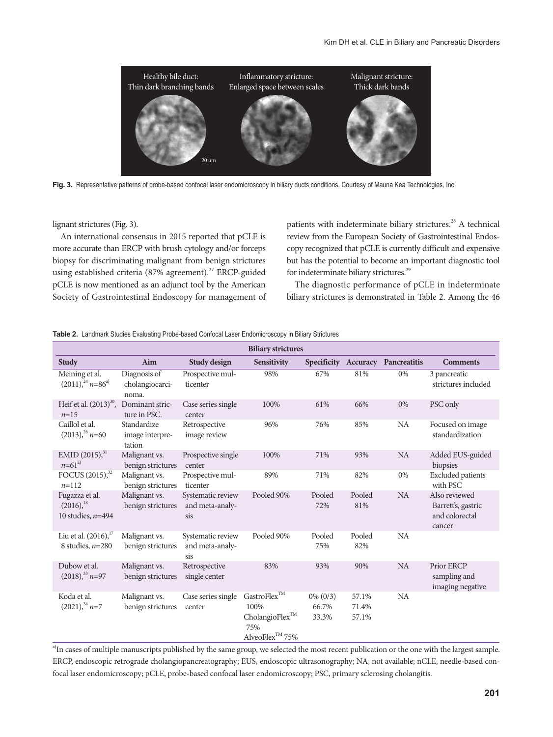Fig. 3. Representative patterns of probe-based confocal laser endomicroscopy in biliary ducts conditions. Courtesy of Mauna Kea Technologies, Inc.

lignant strictures (Fig. 3).

An international consensus in 2015 reported that pCLE is more accurate than ERCP with brush cytology and/or forceps biopsy for discriminating malignant from benign strictures using established criteria (87% agreement).[27] ERCP-guided pCLE is now mentioned as an adjunct tool by the American Society of Gastrointestinal Endoscopy for management of patients with indeterminate biliary strictures.[28] A technical review from the European Society of Gastrointestinal Endoscopy recognized that pCLE is currently difficult and expensive but has the potential to become an important diagnostic tool for indeterminate biliary strictures.[29]

The diagnostic performance of pCLE in indeterminate biliary strictures is demonstrated in Table 2. Among the 46

**Table 2.** Landmark Studies Evaluating Probe-based Confocal Laser Endomicroscopy in Biliary Strictures

| Biliary strictures | | | | | | | |
|---|---|---|---|---|---|---|---|
| Study | Aim | Study design | Sensitivity | Specificity | Accuracy | Pancreatitis | Comments |
| Meining et al. (2011),[24] $n$=86[a] | Diagnosis of cholangiocarcinoma. | Prospective multicenter | 98% | 67% | 81% | 0% | 3 pancreatic strictures included |
| Heif et al. (2013)[30], $n$=15 | Dominant stricture in PSC. | Case series single center | 100% | 61% | 66% | 0% | PSC only |
| Caillol et al. (2013),[26] $n$=60 | Standardize image interpretation | Retrospective image review | 96% | 76% | 85% | NA | Focused on image standardization |
| EMID (2015),[31] $n$=61[a] | Malignant vs. benign strictures | Prospective single center | 100% | 71% | 93% | NA | Added EUS-guided biopsies |
| FOCUS (2015),[32] $n$=112 | Malignant vs. benign strictures | Prospective multicenter | 89% | 71% | 82% | 0% | Excluded patients with PSC |
| Fugazza et al. (2016),[18] 10 studies, $n$=494 | Malignant vs. benign strictures | Systematic review and meta-analysis | Pooled 90% | Pooled 72% | Pooled 81% | NA | Also reviewed Barrett's, gastric and colorectal cancer |
| Liu et al. (2016),[17] 8 studies, $n$=280 | Malignant vs. benign strictures | Systematic review and meta-analysis | Pooled 90% | Pooled 75% | Pooled 82% | NA | |
| Dubow et al. (2018),[33] $n$=97 | Malignant vs. benign strictures | Retrospective single center | 83% | 93% | 90% | NA | Prior ERCP sampling and imaging negative |
| Koda et al. (2021),[34] $n$=7 | Malignant vs. benign strictures | Case series single center | GastroFlex™ 100%<br>CholangioFlex™ 75%<br>AlveoFlex™ 75% | 0% (0/3)<br>66.7%<br>33.3% | 57.1%<br>71.4%<br>57.1% | NA | |

[a]In cases of multiple manuscripts published by the same group, we selected the most recent publication or the one with the largest sample.
ERCP, endoscopic retrograde cholangiopancreatography; EUS, endoscopic ultrasonography; NA, not available; nCLE, needle-based confocal laser endomicroscopy; pCLE, probe-based confocal laser endomicroscopy; PSC, primary sclerosing cholangitis.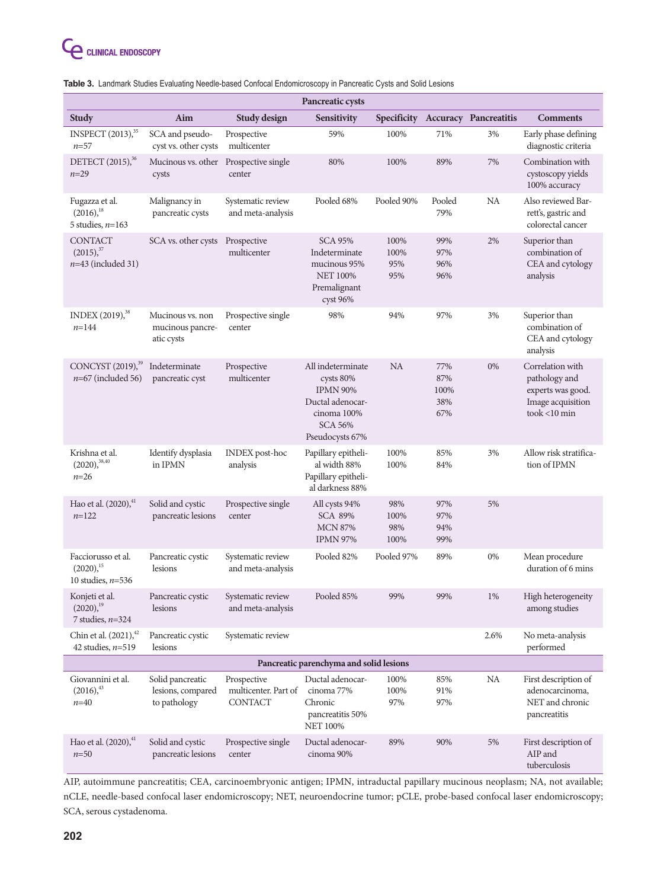**Table 3.** Landmark Studies Evaluating Needle-based Confocal Endomicroscopy in Pancreatic Cysts and Solid Lesions

| Study | Aim | Study design | Sensitivity | Specificity | Accuracy | Pancreatitis | Comments |
|---|---|---|---|---|---|---|---|
| **Pancreatic cysts** | | | | | | | |
| INSPECT (2013),[35] $n$=57 | SCA and pseudocyst vs. other cysts | Prospective multicenter | 59% | 100% | 71% | 3% | Early phase defining diagnostic criteria |
| DETECT (2015),[36] $n$=29 | Mucinous vs. other cysts | Prospective single center | 80% | 100% | 89% | 7% | Combination with cystoscopy yields 100% accuracy |
| Fugazza et al. (2016),[18] 5 studies, $n$=163 | Malignancy in pancreatic cysts | Systematic review and meta-analysis | Pooled 68% | Pooled 90% | Pooled 79% | NA | Also reviewed Barrett's, gastric and colorectal cancer |
| CONTACT (2015),[37] $n$=43 (included 31) | SCA vs. other cysts | Prospective multicenter | SCA 95%<br>Indeterminate mucinous 95%<br>NET 100%<br>Premalignant cyst 96% | 100%<br>100%<br>95%<br>95% | 99%<br>97%<br>96%<br>96% | 2% | Superior than combination of CEA and cytology analysis |
| INDEX (2019),[38] $n$=144 | Mucinous vs. non mucinous pancreatic cysts | Prospective single center | 98% | 94% | 97% | 3% | Superior than combination of CEA and cytology analysis |
| CONCYST (2019),[39] $n$=67 (included 56) | Indeterminate pancreatic cyst | Prospective multicenter | All indeterminate cysts 80%<br>IPMN 90%<br>Ductal adenocarcinoma 100%<br>SCA 56%<br>Pseudocysts 67% | NA | 77%<br>87%<br>100%<br>38%<br>67% | 0% | Correlation with pathology and experts was good. Image acquisition took <10 min |
| Krishna et al. (2020),[38,40] $n$=26 | Identify dysplasia in IPMN | INDEX post-hoc analysis | Papillary epithelial width 88%<br>Papillary epithelial darkness 88% | 100%<br>100% | 85%<br>84% | 3% | Allow risk stratification of IPMN |
| Hao et al. (2020),[41] $n$=122 | Solid and cystic pancreatic lesions | Prospective single center | All cysts 94%<br>SCA 89%<br>MCN 87%<br>IPMN 97% | 98%<br>100%<br>98%<br>100% | 97%<br>97%<br>94%<br>99% | 5% | |
| Facciorusso et al. (2020),[15] 10 studies, $n$=536 | Pancreatic cystic lesions | Systematic review and meta-analysis | Pooled 82% | Pooled 97% | 89% | 0% | Mean procedure duration of 6 mins |
| Konjeti et al. (2020),[19] 7 studies, $n$=324 | Pancreatic cystic lesions | Systematic review and meta-analysis | Pooled 85% | 99% | 99% | 1% | High heterogeneity among studies |
| Chin et al. (2021),[42] 42 studies, $n$=519 | Pancreatic cystic lesions | Systematic review | | | | 2.6% | No meta-analysis performed |
| **Pancreatic parenchyma and solid lesions** | | | | | | | |
| Giovannini et al. (2016),[43] $n$=40 | Solid pancreatic lesions, compared to pathology | Prospective multicenter. Part of CONTACT | Ductal adenocarcinoma 77%<br>Chronic pancreatitis 50%<br>NET 100% | 100%<br>100%<br>97% | 85%<br>91%<br>97% | NA | First description of adenocarcinoma, NET and chronic pancreatitis |
| Hao et al. (2020),[41] $n$=50 | Solid and cystic pancreatic lesions | Prospective single center | Ductal adenocarcinoma 90% | 89% | 90% | 5% | First description of AIP and tuberculosis |

AIP, autoimmune pancreatitis; CEA, carcinoembryonic antigen; IPMN, intraductal papillary mucinous neoplasm; NA, not available; nCLE, needle-based confocal laser endomicroscopy; NET, neuroendocrine tumor; pCLE, probe-based confocal laser endomicroscopy; SCA, serous cystadenoma.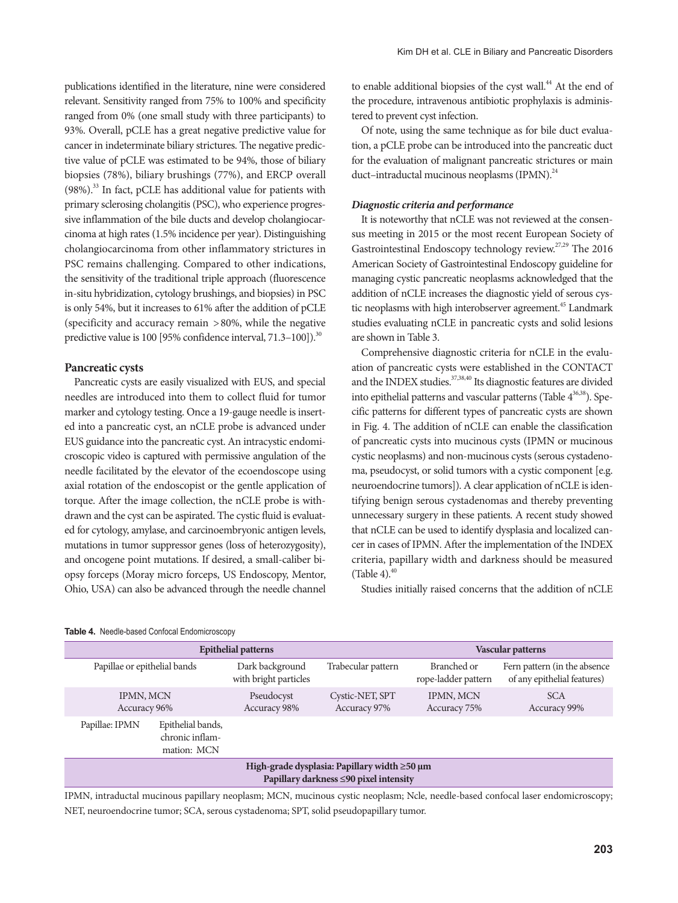publications identified in the literature, nine were considered relevant. Sensitivity ranged from 75% to 100% and specificity ranged from 0% (one small study with three participants) to 93%. Overall, pCLE has a great negative predictive value for cancer in indeterminate biliary strictures. The negative predictive value of pCLE was estimated to be 94%, those of biliary biopsies (78%), biliary brushings (77%), and ERCP overall (98%).[33] In fact, pCLE has additional value for patients with primary sclerosing cholangitis (PSC), who experience progressive inflammation of the bile ducts and develop cholangiocarcinoma at high rates (1.5% incidence per year). Distinguishing cholangiocarcinoma from other inflammatory strictures in PSC remains challenging. Compared to other indications, the sensitivity of the traditional triple approach (fluorescence in-situ hybridization, cytology brushings, and biopsies) in PSC is only 54%, but it increases to 61% after the addition of pCLE (specificity and accuracy remain >80%, while the negative predictive value is 100 [95% confidence interval, 71.3–100]).[30]

## Pancreatic cysts

Pancreatic cysts are easily visualized with EUS, and special needles are introduced into them to collect fluid for tumor marker and cytology testing. Once a 19-gauge needle is inserted into a pancreatic cyst, an nCLE probe is advanced under EUS guidance into the pancreatic cyst. An intracystic endomicroscopic video is captured with permissive angulation of the needle facilitated by the elevator of the ecoendoscope using axial rotation of the endoscopist or the gentle application of torque. After the image collection, the nCLE probe is withdrawn and the cyst can be aspirated. The cystic fluid is evaluated for cytology, amylase, and carcinoembryonic antigen levels, mutations in tumor suppressor genes (loss of heterozygosity), and oncogene point mutations. If desired, a small-caliber biopsy forceps (Moray micro forceps, US Endoscopy, Mentor, Ohio, USA) can also be advanced through the needle channel to enable additional biopsies of the cyst wall.[44] At the end of the procedure, intravenous antibiotic prophylaxis is administered to prevent cyst infection.

Of note, using the same technique as for bile duct evaluation, a pCLE probe can be introduced into the pancreatic duct for the evaluation of malignant pancreatic strictures or main duct–intraductal mucinous neoplasms (IPMN).[24]

### *Diagnostic criteria and performance*

It is noteworthy that nCLE was not reviewed at the consensus meeting in 2015 or the most recent European Society of Gastrointestinal Endoscopy technology review.[27,29] The 2016 American Society of Gastrointestinal Endoscopy guideline for managing cystic pancreatic neoplasms acknowledged that the addition of nCLE increases the diagnostic yield of serous cystic neoplasms with high interobserver agreement.[45] Landmark studies evaluating nCLE in pancreatic cysts and solid lesions are shown in Table 3.

Comprehensive diagnostic criteria for nCLE in the evaluation of pancreatic cysts were established in the CONTACT and the INDEX studies.[37,38,40] Its diagnostic features are divided into epithelial patterns and vascular patterns (Table 4[36,38]). Specific patterns for different types of pancreatic cysts are shown in Fig. 4. The addition of nCLE can enable the classification of pancreatic cysts into mucinous cysts (IPMN or mucinous cystic neoplasms) and non-mucinous cysts (serous cystadenoma, pseudocyst, or solid tumors with a cystic component [e.g. neuroendocrine tumors]). A clear application of nCLE is identifying benign serous cystadenomas and thereby preventing unnecessary surgery in these patients. A recent study showed that nCLE can be used to identify dysplasia and localized cancer in cases of IPMN. After the implementation of the INDEX criteria, papillary width and darkness should be measured (Table 4).[40]

Studies initially raised concerns that the addition of nCLE

**Table 4.** Needle-based Confocal Endomicroscopy

| Epithelial patterns | | | | Vascular patterns | |
|---|---|---|---|---|---|
| Papillae or epithelial bands | | Dark background with bright particles | Trabecular pattern | Branched or rope-ladder pattern | Fern pattern (in the absence of any epithelial features) |
| IPMN, MCN Accuracy 96% | | Pseudocyst Accuracy 98% | Cystic-NET, SPT Accuracy 97% | IPMN, MCN Accuracy 75% | SCA Accuracy 99% |
| Papillae: IPMN | Epithelial bands, chronic inflammation: MCN | | | | |
| **High-grade dysplasia: Papillary width ≥50 μm Papillary darkness ≤90 pixel intensity** | | | | | |

IPMN, intraductal mucinous papillary neoplasm; MCN, mucinous cystic neoplasm; Ncle, needle-based confocal laser endomicroscopy; NET, neuroendocrine tumor; SCA, serous cystadenoma; SPT, solid pseudopapillary tumor.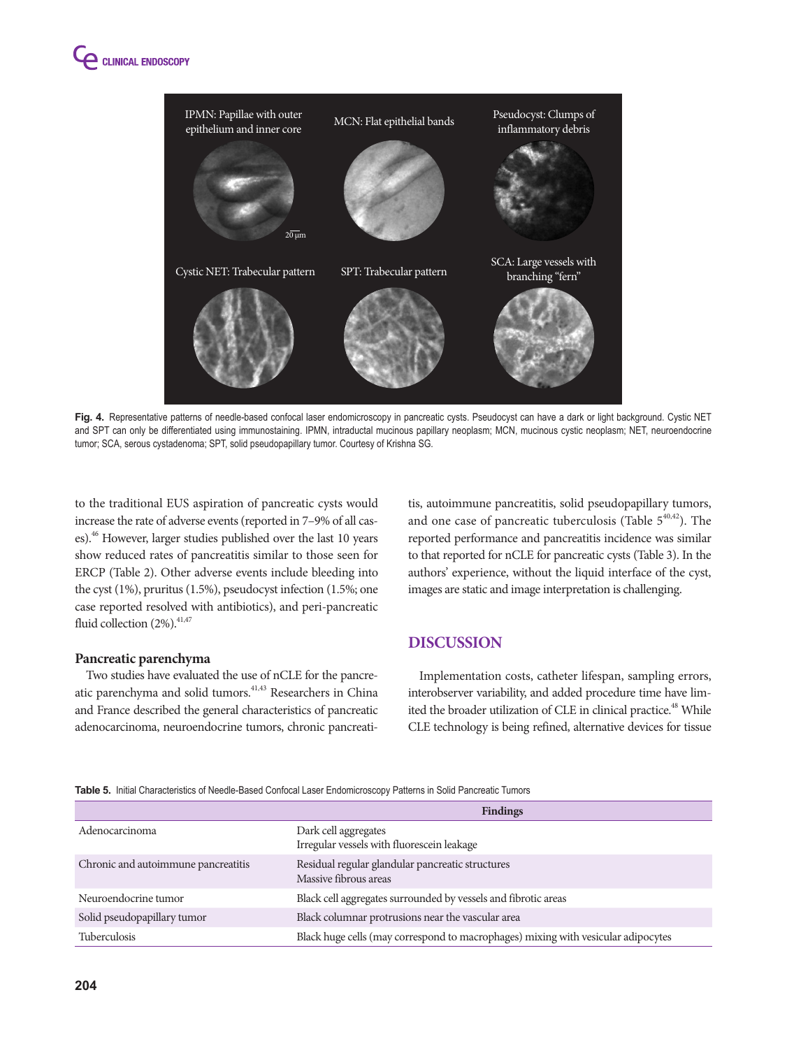Fig. 4. Representative patterns of needle-based confocal laser endomicroscopy in pancreatic cysts. Pseudocyst can have a dark or light background. Cystic NET and SPT can only be differentiated using immunostaining. IPMN, intraductal mucinous papillary neoplasm; MCN, mucinous cystic neoplasm; NET, neuroendocrine tumor; SCA, serous cystadenoma; SPT, solid pseudopapillary tumor. Courtesy of Krishna SG.

to the traditional EUS aspiration of pancreatic cysts would increase the rate of adverse events (reported in 7–9% of all cases).[46] However, larger studies published over the last 10 years show reduced rates of pancreatitis similar to those seen for ERCP (Table 2). Other adverse events include bleeding into the cyst (1%), pruritus (1.5%), pseudocyst infection (1.5%; one case reported resolved with antibiotics), and peri-pancreatic fluid collection (2%).[41,47]

### Pancreatic parenchyma

Two studies have evaluated the use of nCLE for the pancreatic parenchyma and solid tumors.[41,43] Researchers in China and France described the general characteristics of pancreatic adenocarcinoma, neuroendocrine tumors, chronic pancreatitis, autoimmune pancreatitis, solid pseudopapillary tumors, and one case of pancreatic tuberculosis (Table 5[40,42]). The reported performance and pancreatitis incidence was similar to that reported for nCLE for pancreatic cysts (Table 3). In the authors' experience, without the liquid interface of the cyst, images are static and image interpretation is challenging.

## DISCUSSION

Implementation costs, catheter lifespan, sampling errors, interobserver variability, and added procedure time have limited the broader utilization of CLE in clinical practice.[48] While CLE technology is being refined, alternative devices for tissue

Table 5. Initial Characteristics of Needle-Based Confocal Laser Endomicroscopy Patterns in Solid Pancreatic Tumors

| | Findings |
|---|---|
| Adenocarcinoma | Dark cell aggregates<br>Irregular vessels with fluorescein leakage |
| Chronic and autoimmune pancreatitis | Residual regular glandular pancreatic structures<br>Massive fibrous areas |
| Neuroendocrine tumor | Black cell aggregates surrounded by vessels and fibrotic areas |
| Solid pseudopapillary tumor | Black columnar protrusions near the vascular area |
| Tuberculosis | Black huge cells (may correspond to macrophages) mixing with vesicular adipocytes |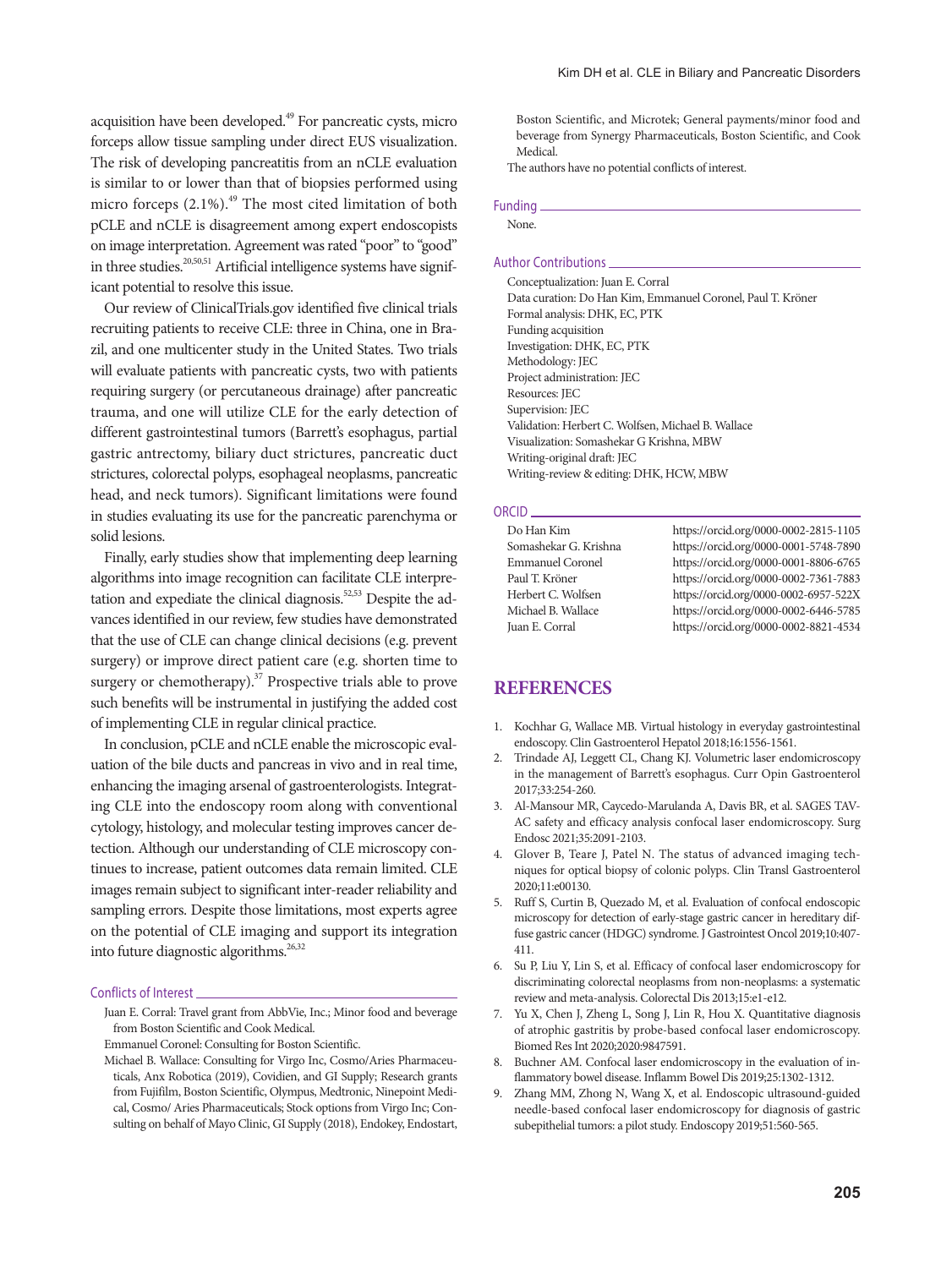acquisition have been developed.[49] For pancreatic cysts, micro forceps allow tissue sampling under direct EUS visualization. The risk of developing pancreatitis from an nCLE evaluation is similar to or lower than that of biopsies performed using micro forceps (2.1%).[49] The most cited limitation of both pCLE and nCLE is disagreement among expert endoscopists on image interpretation. Agreement was rated "poor" to "good" in three studies.[20,50,51] Artificial intelligence systems have significant potential to resolve this issue.

Our review of ClinicalTrials.gov identified five clinical trials recruiting patients to receive CLE: three in China, one in Brazil, and one multicenter study in the United States. Two trials will evaluate patients with pancreatic cysts, two with patients requiring surgery (or percutaneous drainage) after pancreatic trauma, and one will utilize CLE for the early detection of different gastrointestinal tumors (Barrett's esophagus, partial gastric antrectomy, biliary duct strictures, pancreatic duct strictures, colorectal polyps, esophageal neoplasms, pancreatic head, and neck tumors). Significant limitations were found in studies evaluating its use for the pancreatic parenchyma or solid lesions.

Finally, early studies show that implementing deep learning algorithms into image recognition can facilitate CLE interpretation and expedite the clinical diagnosis.[52,53] Despite the advances identified in our review, few studies have demonstrated that the use of CLE can change clinical decisions (e.g. prevent surgery) or improve direct patient care (e.g. shorten time to surgery or chemotherapy).[37] Prospective trials able to prove such benefits will be instrumental in justifying the added cost of implementing CLE in regular clinical practice.

In conclusion, pCLE and nCLE enable the microscopic evaluation of the bile ducts and pancreas in vivo and in real time, enhancing the imaging arsenal of gastroenterologists. Integrating CLE into the endoscopy room along with conventional cytology, histology, and molecular testing improves cancer detection. Although our understanding of CLE microscopy continues to increase, patient outcomes data remain limited. CLE images remain subject to significant inter-reader reliability and sampling errors. Despite those limitations, most experts agree on the potential of CLE imaging and support its integration into future diagnostic algorithms.[26,32]

### Conflicts of Interest

Juan E. Corral: Travel grant from AbbVie, Inc.; Minor food and beverage from Boston Scientific and Cook Medical.

Emmanuel Coronel: Consulting for Boston Scientific.

Michael B. Wallace: Consulting for Virgo Inc, Cosmo/Aries Pharmaceuticals, Anx Robotica (2019), Covidien, and GI Supply; Research grants from Fujifilm, Boston Scientific, Olympus, Medtronic, Ninepoint Medical, Cosmo/ Aries Pharmaceuticals; Stock options from Virgo Inc; Consulting on behalf of Mayo Clinic, GI Supply (2018), Endokey, Endostart, Boston Scientific, and Microtek; General payments/minor food and beverage from Synergy Pharmaceuticals, Boston Scientific, and Cook Medical.

The authors have no potential conflicts of interest.

### Funding

None.

### Author Contributions

Conceptualization: Juan E. Corral
Data curation: Do Han Kim, Emmanuel Coronel, Paul T. Kröner
Formal analysis: DHK, EC, PTK
Funding acquisition
Investigation: DHK, EC, PTK
Methodology: JEC
Project administration: JEC
Resources: JEC
Supervision: JEC
Validation: Herbert C. Wolfsen, Michael B. Wallace
Visualization: Somashekar G Krishna, MBW
Writing-original draft: JEC
Writing-review & editing: DHK, HCW, MBW

### ORCID

| | |
|---|---|
| Do Han Kim | https://orcid.org/0000-0002-2815-1105 |
| Somashekar G. Krishna | https://orcid.org/0000-0001-5748-7890 |
| Emmanuel Coronel | https://orcid.org/0000-0001-8806-6765 |
| Paul T. Kröner | https://orcid.org/0000-0002-7361-7883 |
| Herbert C. Wolfsen | https://orcid.org/0000-0002-6957-522X |
| Michael B. Wallace | https://orcid.org/0000-0002-6446-5785 |
| Juan E. Corral | https://orcid.org/0000-0002-8821-4534 |

## REFERENCES

1. Kochhar G, Wallace MB. Virtual histology in everyday gastrointestinal endoscopy. Clin Gastroenterol Hepatol 2018;16:1556-1561.
2. Trindade AJ, Leggett CL, Chang KJ. Volumetric laser endomicroscopy in the management of Barrett's esophagus. Curr Opin Gastroenterol 2017;33:254-260.
3. Al-Mansour MR, Caycedo-Marulanda A, Davis BR, et al. SAGES TAVAC safety and efficacy analysis confocal laser endomicroscopy. Surg Endosc 2021;35:2091-2103.
4. Glover B, Teare J, Patel N. The status of advanced imaging techniques for optical biopsy of colonic polyps. Clin Transl Gastroenterol 2020;11:e00130.
5. Ruff S, Curtin B, Quezado M, et al. Evaluation of confocal endoscopic microscopy for detection of early-stage gastric cancer in hereditary diffuse gastric cancer (HDGC) syndrome. J Gastrointest Oncol 2019;10:407-411.
6. Su P, Liu Y, Lin S, et al. Efficacy of confocal laser endomicroscopy for discriminating colorectal neoplasms from non-neoplasms: a systematic review and meta-analysis. Colorectal Dis 2013;15:e1-e12.
7. Yu X, Chen J, Zheng L, Song J, Lin R, Hou X. Quantitative diagnosis of atrophic gastritis by probe-based confocal laser endomicroscopy. Biomed Res Int 2020;2020:9847591.
8. Buchner AM. Confocal laser endomicroscopy in the evaluation of inflammatory bowel disease. Inflamm Bowel Dis 2019;25:1302-1312.
9. Zhang MM, Zhong N, Wang X, et al. Endoscopic ultrasound-guided needle-based confocal laser endomicroscopy for diagnosis of gastric subepithelial tumors: a pilot study. Endoscopy 2019;51:560-565.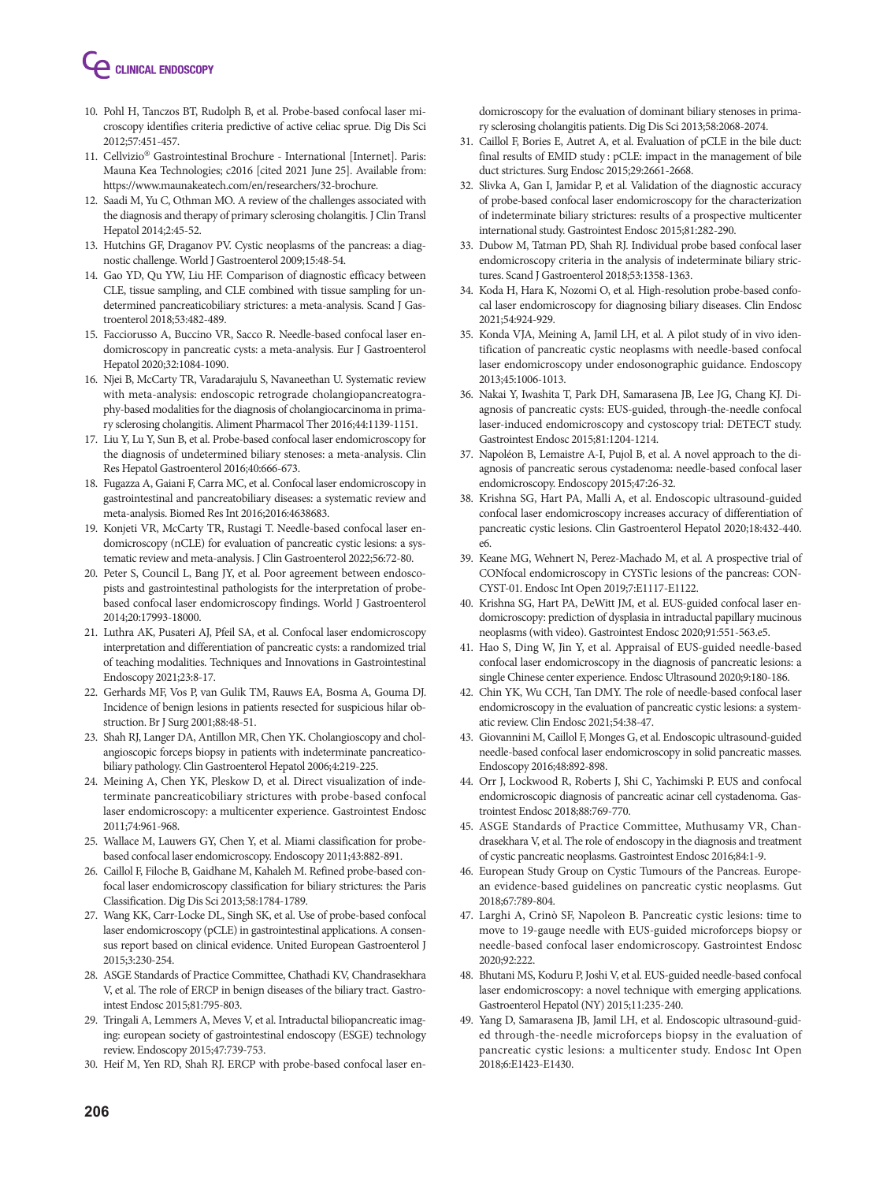10. Pohl H, Tanczos BT, Rudolph B, et al. Probe-based confocal laser microscopy identifies criteria predictive of active celiac sprue. Dig Dis Sci 2012;57:451-457.
11. Cellvizio® Gastrointestinal Brochure - International [Internet]. Paris: Mauna Kea Technologies; c2016 [cited 2021 June 25]. Available from: https://www.maunakeatech.com/en/researchers/32-brochure.
12. Saadi M, Yu C, Othman MO. A review of the challenges associated with the diagnosis and therapy of primary sclerosing cholangitis. J Clin Transl Hepatol 2014;2:45-52.
13. Hutchins GF, Draganov PV. Cystic neoplasms of the pancreas: a diagnostic challenge. World J Gastroenterol 2009;15:48-54.
14. Gao YD, Qu YW, Liu HF. Comparison of diagnostic efficacy between CLE, tissue sampling, and CLE combined with tissue sampling for undetermined pancreaticobiliary strictures: a meta-analysis. Scand J Gastroenterol 2018;53:482-489.
15. Facciorusso A, Buccino VR, Sacco R. Needle-based confocal laser endomicroscopy in pancreatic cysts: a meta-analysis. Eur J Gastroenterol Hepatol 2020;32:1084-1090.
16. Njei B, McCarty TR, Varadarajulu S, Navaneethan U. Systematic review with meta-analysis: endoscopic retrograde cholangiopancreatography-based modalities for the diagnosis of cholangiocarcinoma in primary sclerosing cholangitis. Aliment Pharmacol Ther 2016;44:1139-1151.
17. Liu Y, Lu Y, Sun B, et al. Probe-based confocal laser endomicroscopy for the diagnosis of undetermined biliary stenoses: a meta-analysis. Clin Res Hepatol Gastroenterol 2016;40:666-673.
18. Fugazza A, Gaiani F, Carra MC, et al. Confocal laser endomicroscopy in gastrointestinal and pancreatobiliary diseases: a systematic review and meta-analysis. Biomed Res Int 2016;2016:4638683.
19. Konjeti VR, McCarty TR, Rustagi T. Needle-based confocal laser endomicroscopy (nCLE) for evaluation of pancreatic cystic lesions: a systematic review and meta-analysis. J Clin Gastroenterol 2022;56:72-80.
20. Peter S, Council L, Bang JY, et al. Poor agreement between endoscopists and gastrointestinal pathologists for the interpretation of probe-based confocal laser endomicroscopy findings. World J Gastroenterol 2014;20:17993-18000.
21. Luthra AK, Pusateri AJ, Pfeil SA, et al. Confocal laser endomicroscopy interpretation and differentiation of pancreatic cysts: a randomized trial of teaching modalities. Techniques and Innovations in Gastrointestinal Endoscopy 2021;23:8-17.
22. Gerhards MF, Vos P, van Gulik TM, Rauws EA, Bosma A, Gouma DJ. Incidence of benign lesions in patients resected for suspicious hilar obstruction. Br J Surg 2001;88:48-51.
23. Shah RJ, Langer DA, Antillon MR, Chen YK. Cholangioscopy and cholangioscopic forceps biopsy in patients with indeterminate pancreaticobiliary pathology. Clin Gastroenterol Hepatol 2006;4:219-225.
24. Meining A, Chen YK, Pleskow D, et al. Direct visualization of indeterminate pancreaticobiliary strictures with probe-based confocal laser endomicroscopy: a multicenter experience. Gastrointest Endosc 2011;74:961-968.
25. Wallace M, Lauwers GY, Chen Y, et al. Miami classification for probe-based confocal laser endomicroscopy. Endoscopy 2011;43:882-891.
26. Caillol F, Filoche B, Gaidhane M, Kahaleh M. Refined probe-based confocal laser endomicroscopy classification for biliary strictures: the Paris Classification. Dig Dis Sci 2013;58:1784-1789.
27. Wang KK, Carr-Locke DL, Singh SK, et al. Use of probe-based confocal laser endomicroscopy (pCLE) in gastrointestinal applications. A consensus report based on clinical evidence. United European Gastroenterol J 2015;3:230-254.
28. ASGE Standards of Practice Committee, Chathadi KV, Chandrasekhara V, et al. The role of ERCP in benign diseases of the biliary tract. Gastrointest Endosc 2015;81:795-803.
29. Tringali A, Lemmers A, Meves V, et al. Intraductal biliopancreatic imaging: european society of gastrointestinal endoscopy (ESGE) technology review. Endoscopy 2015;47:739-753.
30. Heif M, Yen RD, Shah RJ. ERCP with probe-based confocal laser endomicroscopy for the evaluation of dominant biliary stenoses in primary sclerosing cholangitis patients. Dig Dis Sci 2013;58:2068-2074.
31. Caillol F, Bories E, Autret A, et al. Evaluation of pCLE in the bile duct: final results of EMID study : pCLE: impact in the management of bile duct strictures. Surg Endosc 2015;29:2661-2668.
32. Slivka A, Gan I, Jamidar P, et al. Validation of the diagnostic accuracy of probe-based confocal laser endomicroscopy for the characterization of indeterminate biliary strictures: results of a prospective multicenter international study. Gastrointest Endosc 2015;81:282-290.
33. Dubow M, Tatman PD, Shah RJ. Individual probe based confocal laser endomicroscopy criteria in the analysis of indeterminate biliary strictures. Scand J Gastroenterol 2018;53:1358-1363.
34. Koda H, Hara K, Nozomi O, et al. High-resolution probe-based confocal laser endomicroscopy for diagnosing biliary diseases. Clin Endosc 2021;54:924-929.
35. Konda VJA, Meining A, Jamil LH, et al. A pilot study of in vivo identification of pancreatic cystic neoplasms with needle-based confocal laser endomicroscopy under endosonographic guidance. Endoscopy 2013;45:1006-1013.
36. Nakai Y, Iwashita T, Park DH, Samarasena JB, Lee JG, Chang KJ. Diagnosis of pancreatic cysts: EUS-guided, through-the-needle confocal laser-induced endomicroscopy and cystoscopy trial: DETECT study. Gastrointest Endosc 2015;81:1204-1214.
37. Napoléon B, Lemaistre A-I, Pujol B, et al. A novel approach to the diagnosis of pancreatic serous cystadenoma: needle-based confocal laser endomicroscopy. Endoscopy 2015;47:26-32.
38. Krishna SG, Hart PA, Malli A, et al. Endoscopic ultrasound-guided confocal laser endomicroscopy increases accuracy of differentiation of pancreatic cystic lesions. Clin Gastroenterol Hepatol 2020;18:432-440.e6.
39. Keane MG, Wehnert N, Perez-Machado M, et al. A prospective trial of CONfocal endomicroscopy in CYSTic lesions of the pancreas: CONCYST-01. Endosc Int Open 2019;7:E1117-E1122.
40. Krishna SG, Hart PA, DeWitt JM, et al. EUS-guided confocal laser endomicroscopy: prediction of dysplasia in intraductal papillary mucinous neoplasms (with video). Gastrointest Endosc 2020;91:551-563.e5.
41. Hao S, Ding W, Jin Y, et al. Appraisal of EUS-guided needle-based confocal laser endomicroscopy in the diagnosis of pancreatic lesions: a single Chinese center experience. Endosc Ultrasound 2020;9:180-186.
42. Chin YK, Wu CCH, Tan DMY. The role of needle-based confocal laser endomicroscopy in the evaluation of pancreatic cystic lesions: a systematic review. Clin Endosc 2021;54:38-47.
43. Giovannini M, Caillol F, Monges G, et al. Endoscopic ultrasound-guided needle-based confocal laser endomicroscopy in solid pancreatic masses. Endoscopy 2016;48:892-898.
44. Orr J, Lockwood R, Roberts J, Shi C, Yachimski P. EUS and confocal endomicroscopic diagnosis of pancreatic acinar cell cystadenoma. Gastrointest Endosc 2018;88:769-770.
45. ASGE Standards of Practice Committee, Muthusamy VR, Chandrasekhara V, et al. The role of endoscopy in the diagnosis and treatment of cystic pancreatic neoplasms. Gastrointest Endosc 2016;84:1-9.
46. European Study Group on Cystic Tumours of the Pancreas. European evidence-based guidelines on pancreatic cystic neoplasms. Gut 2018;67:789-804.
47. Larghi A, Crinò SF, Napoleon B. Pancreatic cystic lesions: time to move to 19-gauge needle with EUS-guided microforceps biopsy or needle-based confocal laser endomicroscopy. Gastrointest Endosc 2020;92:222.
48. Bhutani MS, Koduru P, Joshi V, et al. EUS-guided needle-based confocal laser endomicroscopy: a novel technique with emerging applications. Gastroenterol Hepatol (NY) 2015;11:235-240.
49. Yang D, Samarasena JB, Jamil LH, et al. Endoscopic ultrasound-guided through-the-needle microforceps biopsy in the evaluation of pancreatic cystic lesions: a multicenter study. Endosc Int Open 2018;6:E1423-E1430.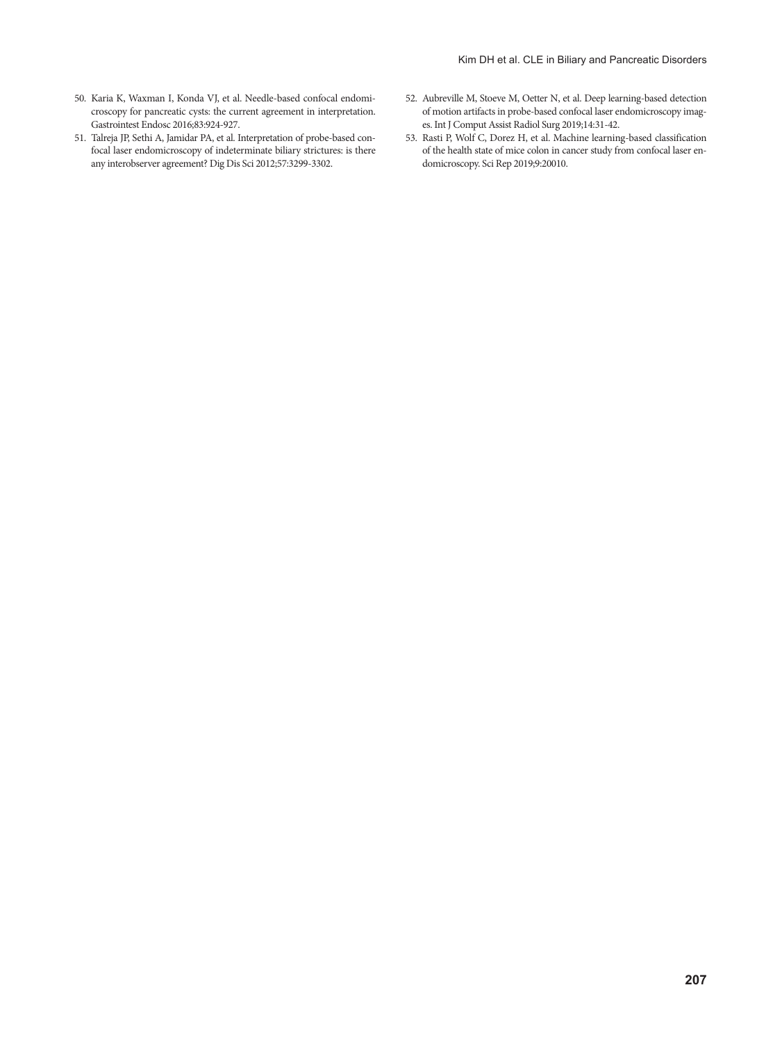50. Karia K, Waxman I, Konda VJ, et al. Needle-based confocal endomicroscopy for pancreatic cysts: the current agreement in interpretation. Gastrointest Endosc 2016;83:924-927.
51. Talreja JP, Sethi A, Jamidar PA, et al. Interpretation of probe-based confocal laser endomicroscopy of indeterminate biliary strictures: is there any interobserver agreement? Dig Dis Sci 2012;57:3299-3302.
52. Aubreville M, Stoeve M, Oetter N, et al. Deep learning-based detection of motion artifacts in probe-based confocal laser endomicroscopy images. Int J Comput Assist Radiol Surg 2019;14:31-42.
53. Rasti P, Wolf C, Dorez H, et al. Machine learning-based classification of the health state of mice colon in cancer study from confocal laser endomicroscopy. Sci Rep 2019;9:20010.